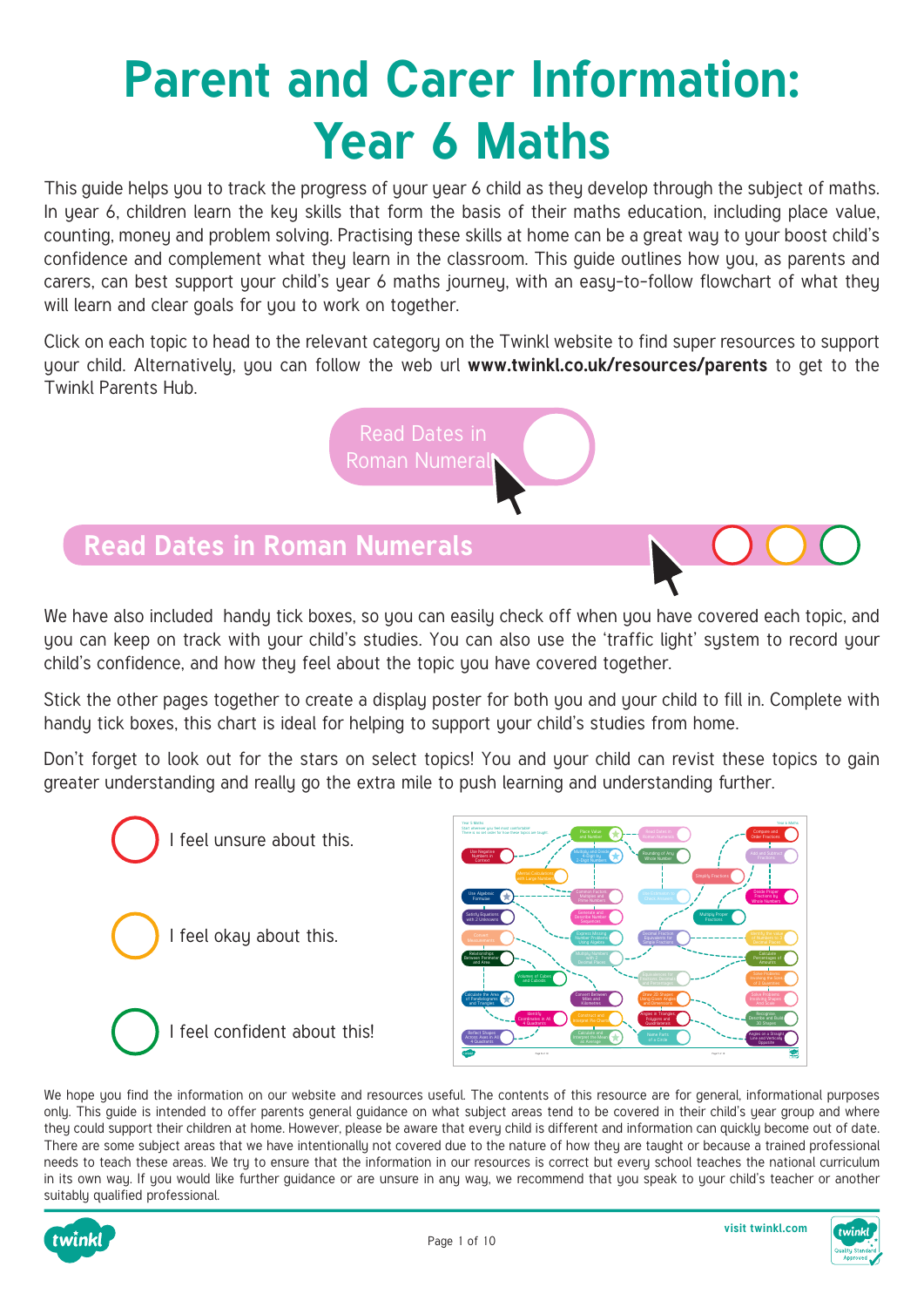# Parent and Carer Information: Year 6 Maths

This guide helps you to track the progress of your year 6 child as they develop through the subject of maths. In year 6, children learn the key skills that form the basis of their maths education, including place value, counting, money and problem solving. Practising these skills at home can be a great way to your boost child's confidence and complement what they learn in the classroom. This guide outlines how you, as parents and carers, can best support your child's year 6 maths journey, with an easy-to-follow flowchart of what they will learn and clear goals for you to work on together.

Click on each topic to head to the relevant category on the Twinkl website to find super resources to support your child. Alternatively, you can follow the web url **www.twinkl.co.uk/resources/parents** to get to the Twinkl Parents Hub.

Read Dates in Roman Numerals

**Read Dates in Roman Numerals**

We have also included handy tick boxes, so you can easily check off when you have covered each topic, and you can keep on track with your child's studies. You can also use the 'traffic light' system to record your child's confidence, and how they feel about the topic you have covered together.

Stick the other pages together to create a display poster for both you and your child to fill in. Complete with handy tick boxes, this chart is ideal for helping to support your child's studies from home.

Don't forget to look out for the stars on select topics! You and your child can revist these topics to gain greater understanding and really go the extra mile to push learning and understanding further.

- I feel unsure about this.
- I feel okay about this.
- I feel confident about this!

We hope you find the information on our website and resources useful. The contents of this resource are for general, informational purposes only. This guide is intended to offer parents general guidance on what subject areas tend to be covered in their child's year group and where they could support their children at home. However, please be aware that every child is different and information can quickly become out of date. There are some subject areas that we have intentionally not covered due to the nature of how they are taught or because a trained professional needs to teach these areas. We try to ensure that the information in our resources is correct but every school teaches the national curriculum in its own way. If you would like further guidance or are unsure in any way, we recommend that you speak to your child's teacher or another suitably qualified professional.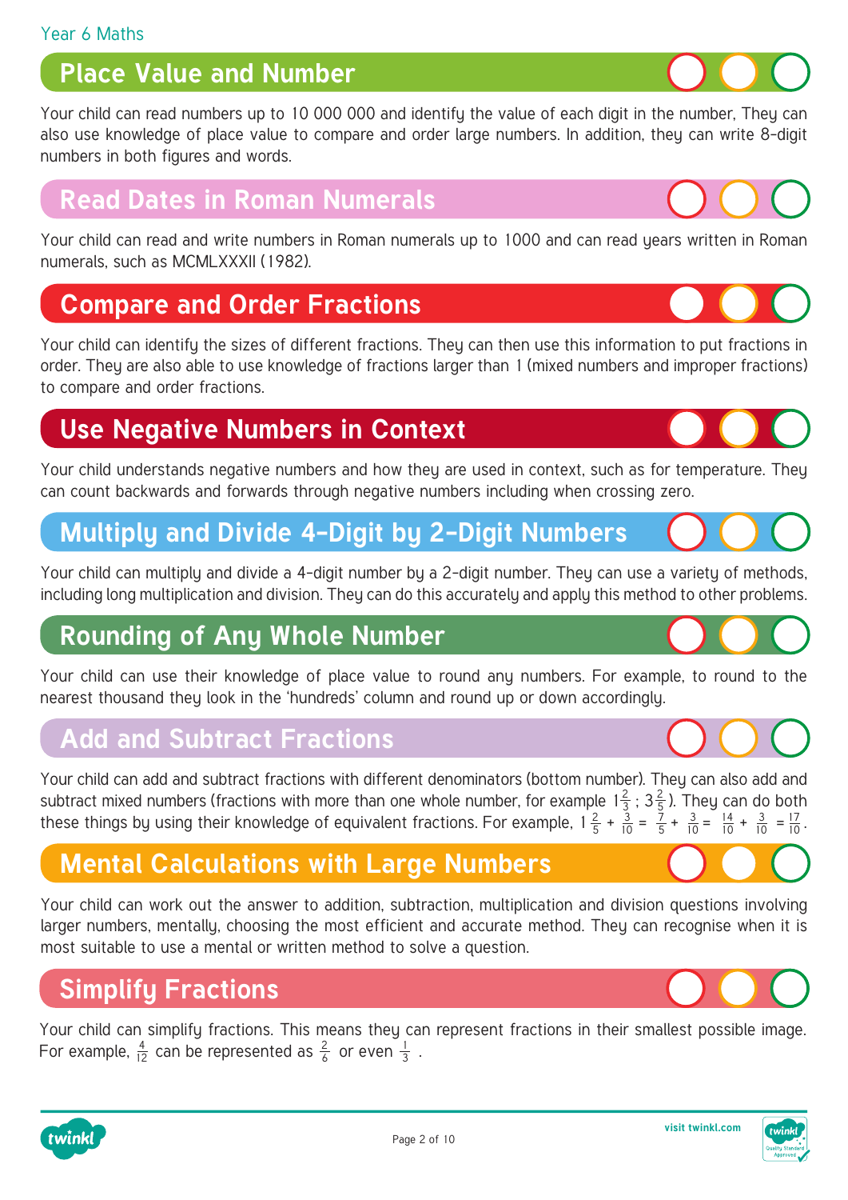Year 6 Maths

## Place Value and Number

Your child can read numbers up to 10 000 000 and identify the value of each digit in the number, They can also use knowledge of place value to compare and order large numbers. In addition, they can write 8-digit numbers in both figures and words.

## Read Dates in Roman Numerals

Your child can read and write numbers in Roman numerals up to 1000 and can read years written in Roman numerals, such as MCMLXXXII (1982).

## Compare and Order Fractions

Your child can identify the sizes of different fractions. They can then use this information to put fractions in order. They are also able to use knowledge of fractions larger than 1 (mixed numbers and improper fractions) to compare and order fractions.

## Use Negative Numbers in Context

Your child understands negative numbers and how they are used in context, such as for temperature. They can count backwards and forwards through negative numbers including when crossing zero.

## Multiply and Divide 4-Digit by 2-Digit Numbers

Your child can multiply and divide a 4-digit number by a 2-digit number. They can use a variety of methods, including long multiplication and division. They can do this accurately and apply this method to other problems.

## Rounding of Any Whole Number

Your child can use their knowledge of place value to round any numbers. For example, to round to the nearest thousand they look in the 'hundreds' column and round up or down accordingly.

## Add and Subtract Fractions

Your child can add and subtract fractions with different denominators (bottom number). They can also add and subtract mixed numbers (fractions with more than one whole number, for example $1\frac{2}{3}$ ; $3\frac{2}{5}$). They can do both these things by using their knowledge of equivalent fractions. For example, $1\frac{2}{5} + \frac{3}{10} = \frac{7}{5} + \frac{3}{10} = \frac{14}{10} + \frac{3}{10} = \frac{17}{10}$.

## Mental Calculations with Large Numbers

Your child can work out the answer to addition, subtraction, multiplication and division questions involving larger numbers, mentally, choosing the most efficient and accurate method. They can recognise when it is most suitable to use a mental or written method to solve a question.

## Simplify Fractions

Your child can simplify fractions. This means they can represent fractions in their smallest possible image. For example, $\frac{4}{12}$ can be represented as $\frac{2}{6}$ or even $\frac{1}{3}$ .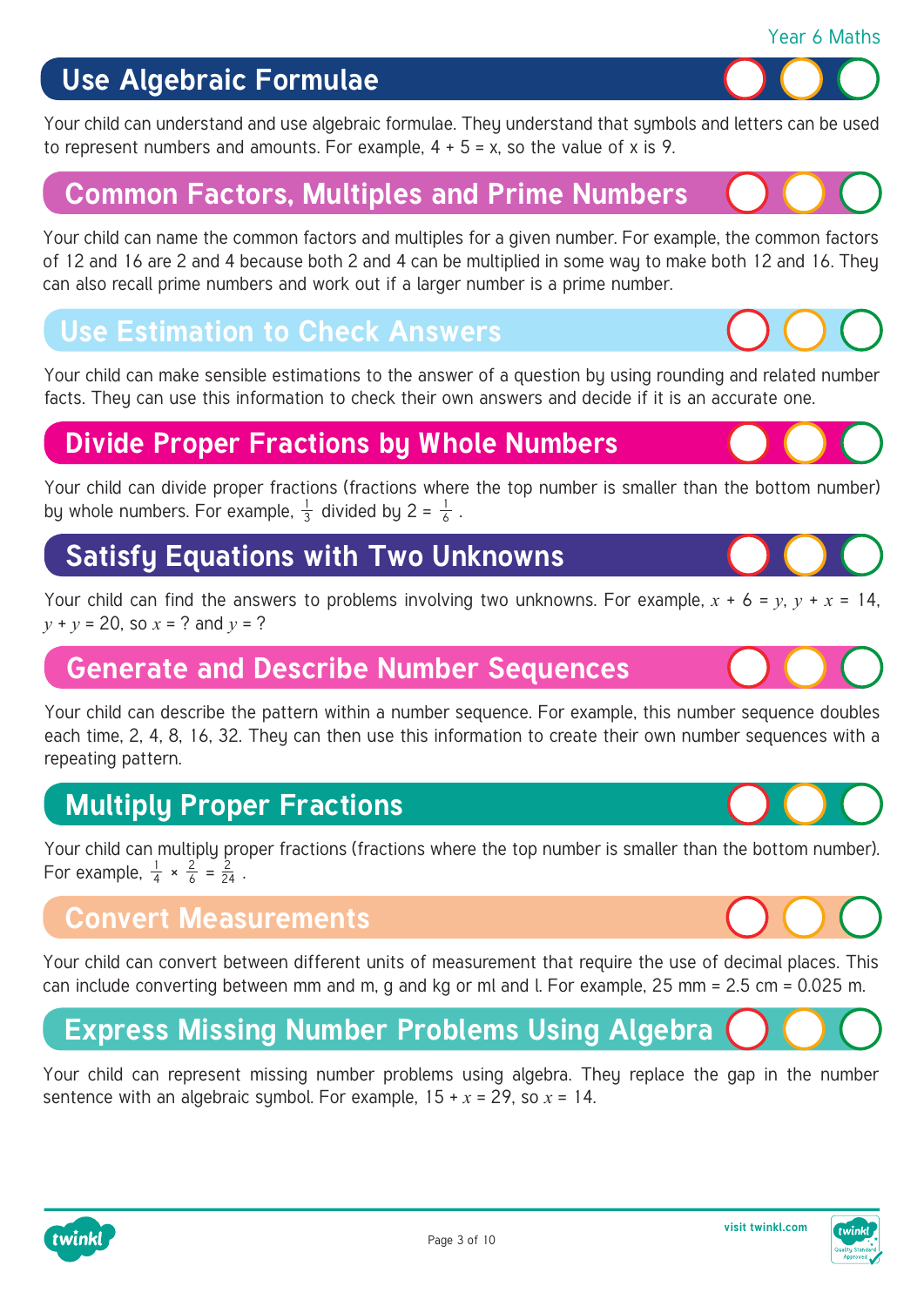## Use Algebraic Formulae

Your child can understand and use algebraic formulae. They understand that symbols and letters can be used to represent numbers and amounts. For example, 4 + 5 = x, so the value of x is 9.

## Common Factors, Multiples and Prime Numbers

Your child can name the common factors and multiples for a given number. For example, the common factors of 12 and 16 are 2 and 4 because both 2 and 4 can be multiplied in some way to make both 12 and 16. They can also recall prime numbers and work out if a larger number is a prime number.

## Use Estimation to Check Answers

Your child can make sensible estimations to the answer of a question by using rounding and related number facts. They can use this information to check their own answers and decide if it is an accurate one.

## Divide Proper Fractions by Whole Numbers

Your child can divide proper fractions (fractions where the top number is smaller than the bottom number) by whole numbers. For example, $\frac{1}{3}$ divided by 2 = $\frac{1}{6}$ .

## Satisfy Equations with Two Unknowns

Your child can find the answers to problems involving two unknowns. For example, $x + 6 = y$, $y + x = 14$, $y + y = 20$, so $x$ = ? and $y$ = ?

## Generate and Describe Number Sequences

Your child can describe the pattern within a number sequence. For example, this number sequence doubles each time, 2, 4, 8, 16, 32. They can then use this information to create their own number sequences with a repeating pattern.

## Multiply Proper Fractions

Your child can multiply proper fractions (fractions where the top number is smaller than the bottom number). For example, $\frac{1}{4} \times \frac{2}{6} = \frac{2}{24}$ .

## Convert Measurements

Your child can convert between different units of measurement that require the use of decimal places. This can include converting between mm and m, g and kg or ml and l. For example, 25 mm = 2.5 cm = 0.025 m.

## Express Missing Number Problems Using Algebra

Your child can represent missing number problems using algebra. They replace the gap in the number sentence with an algebraic symbol. For example, $15 + x = 29$, so $x = 14$.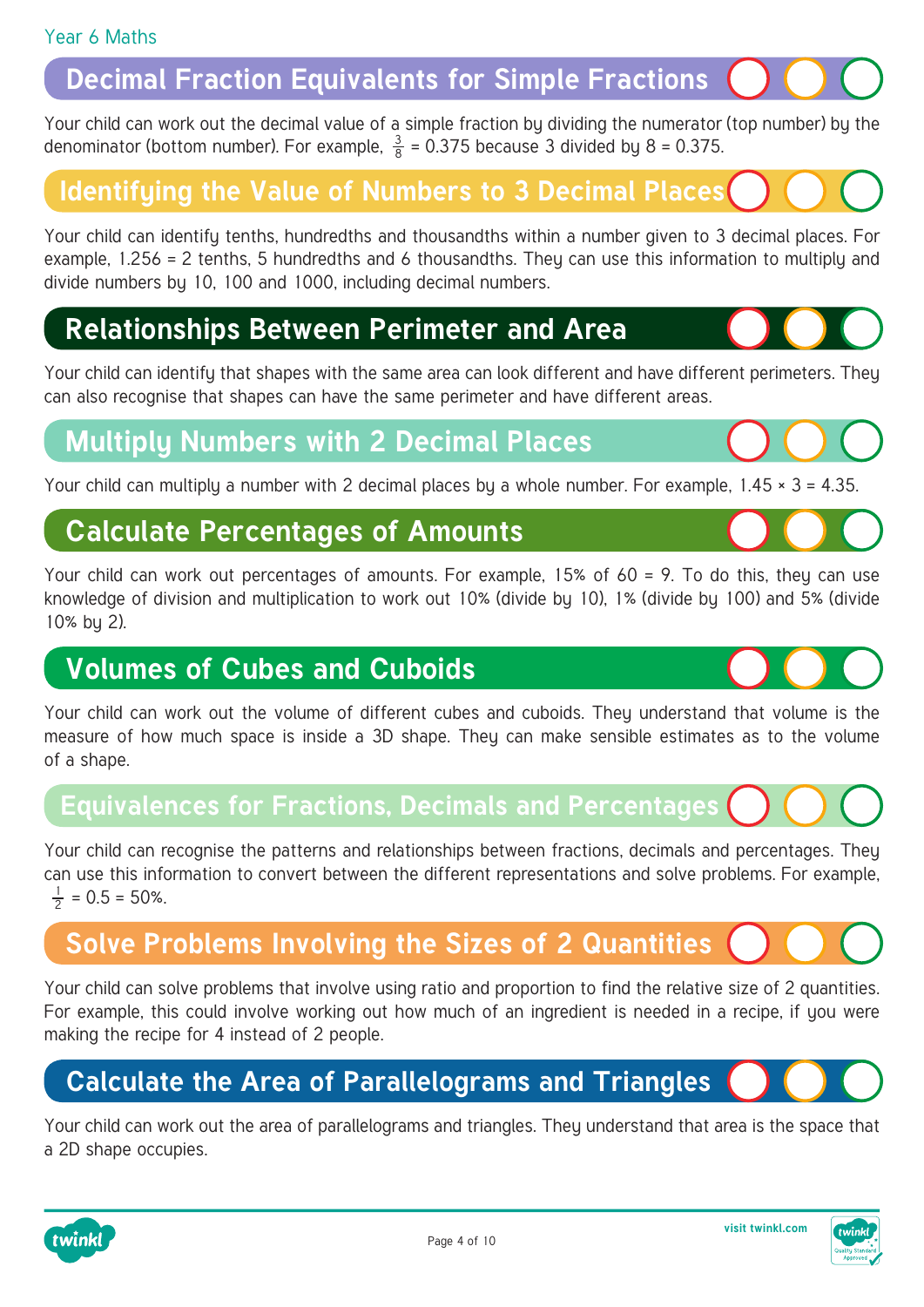Year 6 Maths

## Decimal Fraction Equivalents for Simple Fractions

Your child can work out the decimal value of a simple fraction by dividing the numerator (top number) by the denominator (bottom number). For example, $\frac{3}{8}$ = 0.375 because 3 divided by 8 = 0.375.

## Identifying the Value of Numbers to 3 Decimal Places

Your child can identify tenths, hundredths and thousandths within a number given to 3 decimal places. For example, 1.256 = 2 tenths, 5 hundredths and 6 thousandths. They can use this information to multiply and divide numbers by 10, 100 and 1000, including decimal numbers.

## Relationships Between Perimeter and Area

Your child can identify that shapes with the same area can look different and have different perimeters. They can also recognise that shapes can have the same perimeter and have different areas.

## Multiply Numbers with 2 Decimal Places

Your child can multiply a number with 2 decimal places by a whole number. For example, 1.45 × 3 = 4.35.

## Calculate Percentages of Amounts

Your child can work out percentages of amounts. For example, 15% of 60 = 9. To do this, they can use knowledge of division and multiplication to work out 10% (divide by 10), 1% (divide by 100) and 5% (divide 10% by 2).

## Volumes of Cubes and Cuboids

Your child can work out the volume of different cubes and cuboids. They understand that volume is the measure of how much space is inside a 3D shape. They can make sensible estimates as to the volume of a shape.

## Equivalences for Fractions, Decimals and Percentages

Your child can recognise the patterns and relationships between fractions, decimals and percentages. They can use this information to convert between the different representations and solve problems. For example, $\frac{1}{2}$ = 0.5 = 50%.

## Solve Problems Involving the Sizes of 2 Quantities

Your child can solve problems that involve using ratio and proportion to find the relative size of 2 quantities. For example, this could involve working out how much of an ingredient is needed in a recipe, if you were making the recipe for 4 instead of 2 people.

## Calculate the Area of Parallelograms and Triangles

Your child can work out the area of parallelograms and triangles. They understand that area is the space that a 2D shape occupies.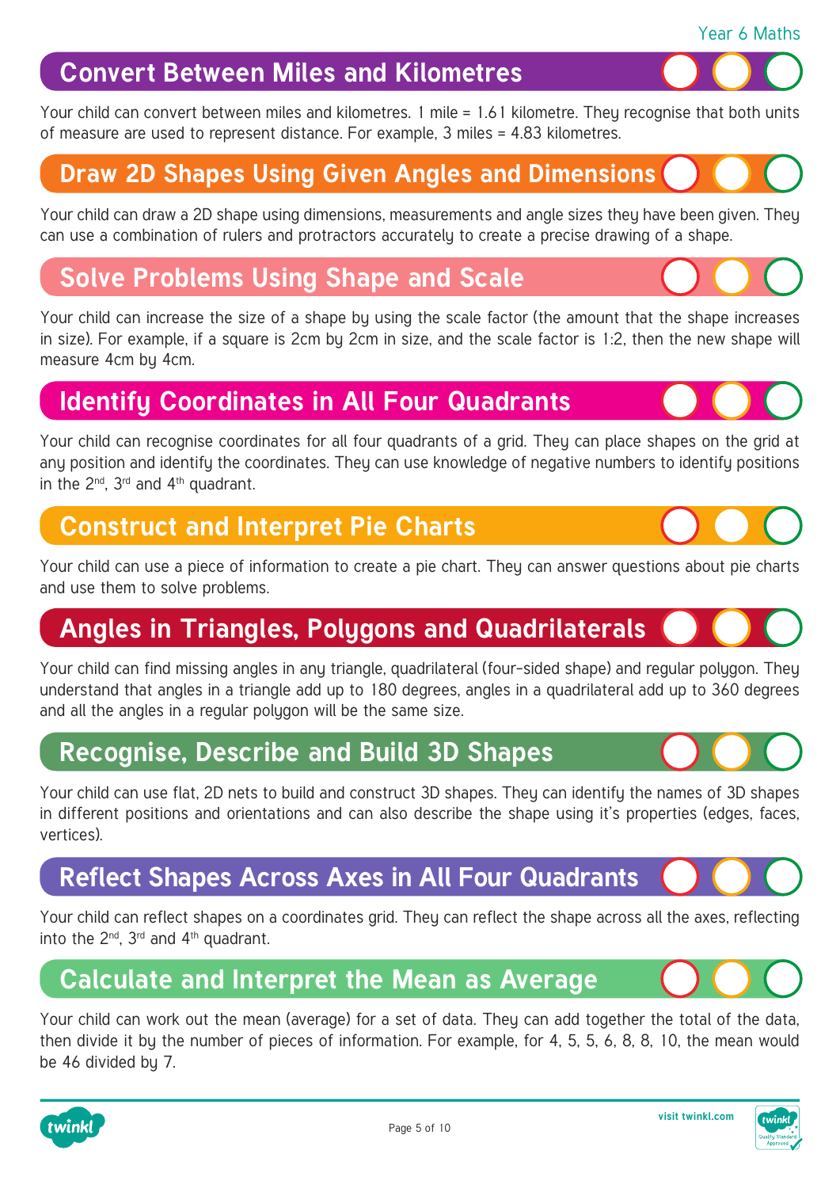## Convert Between Miles and Kilometres

Your child can convert between miles and kilometres. 1 mile = 1.61 kilometre. They recognise that both units of measure are used to represent distance. For example, 3 miles = 4.83 kilometres.

## Draw 2D Shapes Using Given Angles and Dimensions

Your child can draw a 2D shape using dimensions, measurements and angle sizes they have been given. They can use a combination of rulers and protractors accurately to create a precise drawing of a shape.

## Solve Problems Using Shape and Scale

Your child can increase the size of a shape by using the scale factor (the amount that the shape increases in size). For example, if a square is 2cm by 2cm in size, and the scale factor is 1:2, then the new shape will measure 4cm by 4cm.

## Identify Coordinates in All Four Quadrants

Your child can recognise coordinates for all four quadrants of a grid. They can place shapes on the grid at any position and identify the coordinates. They can use knowledge of negative numbers to identify positions in the 2nd, 3rd and 4th quadrant.

## Construct and Interpret Pie Charts

Your child can use a piece of information to create a pie chart. They can answer questions about pie charts and use them to solve problems.

## Angles in Triangles, Polygons and Quadrilaterals

Your child can find missing angles in any triangle, quadrilateral (four-sided shape) and regular polygon. They understand that angles in a triangle add up to 180 degrees, angles in a quadrilateral add up to 360 degrees and all the angles in a regular polygon will be the same size.

## Recognise, Describe and Build 3D Shapes

Your child can use flat, 2D nets to build and construct 3D shapes. They can identify the names of 3D shapes in different positions and orientations and can also describe the shape using it's properties (edges, faces, vertices).

## Reflect Shapes Across Axes in All Four Quadrants

Your child can reflect shapes on a coordinates grid. They can reflect the shape across all the axes, reflecting into the 2nd, 3rd and 4th quadrant.

## Calculate and Interpret the Mean as Average

Your child can work out the mean (average) for a set of data. They can add together the total of the data, then divide it by the number of pieces of information. For example, for 4, 5, 5, 6, 8, 8, 10, the mean would be 46 divided by 7.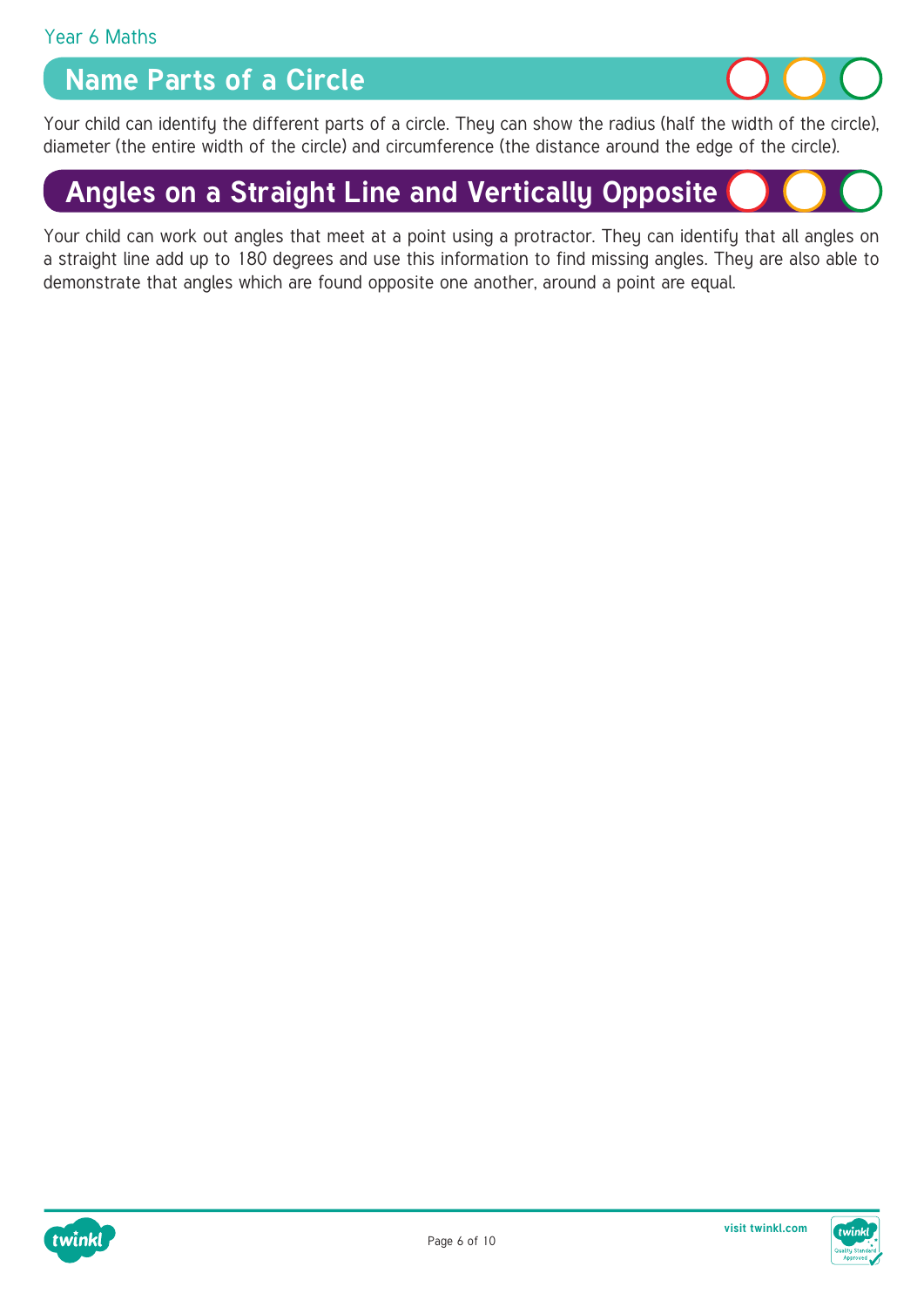## Name Parts of a Circle

Your child can identify the different parts of a circle. They can show the radius (half the width of the circle), diameter (the entire width of the circle) and circumference (the distance around the edge of the circle).

## Angles on a Straight Line and Vertically Opposite

Your child can work out angles that meet at a point using a protractor. They can identify that all angles on a straight line add up to 180 degrees and use this information to find missing angles. They are also able to demonstrate that angles which are found opposite one another, around a point are equal.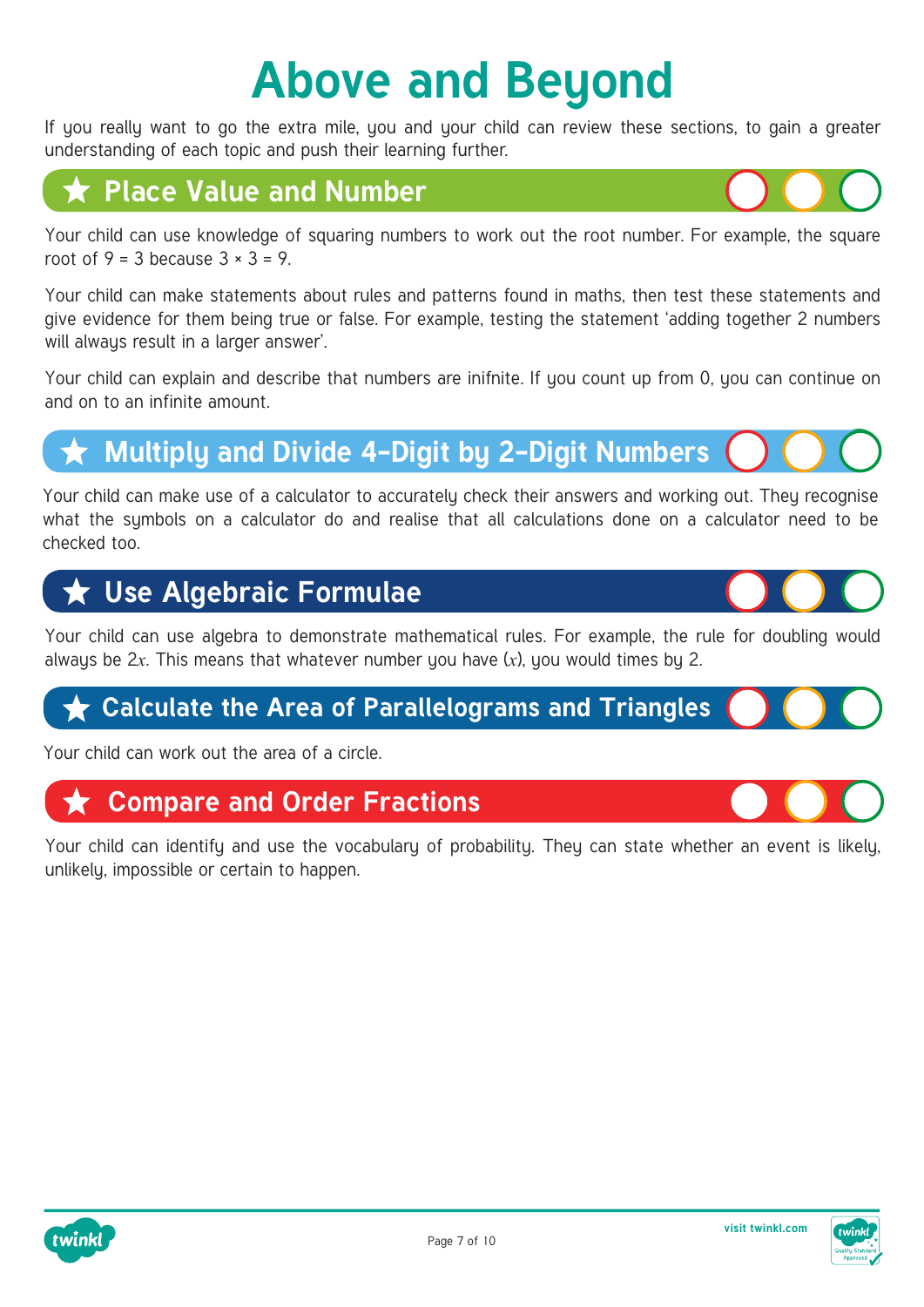# Above and Beyond

If you really want to go the extra mile, you and your child can review these sections, to gain a greater understanding of each topic and push their learning further.

## ★ Place Value and Number

Your child can use knowledge of squaring numbers to work out the root number. For example, the square root of 9 = 3 because 3 × 3 = 9.

Your child can make statements about rules and patterns found in maths, then test these statements and give evidence for them being true or false. For example, testing the statement 'adding together 2 numbers will always result in a larger answer'.

Your child can explain and describe that numbers are inifnite. If you count up from 0, you can continue on and on to an infinite amount.

## ★ Multiply and Divide 4-Digit by 2-Digit Numbers

Your child can make use of a calculator to accurately check their answers and working out. They recognise what the symbols on a calculator do and realise that all calculations done on a calculator need to be checked too.

## ★ Use Algebraic Formulae

Your child can use algebra to demonstrate mathematical rules. For example, the rule for doubling would always be $2x$. This means that whatever number you have ($x$), you would times by 2.

## ★ Calculate the Area of Parallelograms and Triangles

Your child can work out the area of a circle.

## ★ Compare and Order Fractions

Your child can identify and use the vocabulary of probability. They can state whether an event is likely, unlikely, impossible or certain to happen.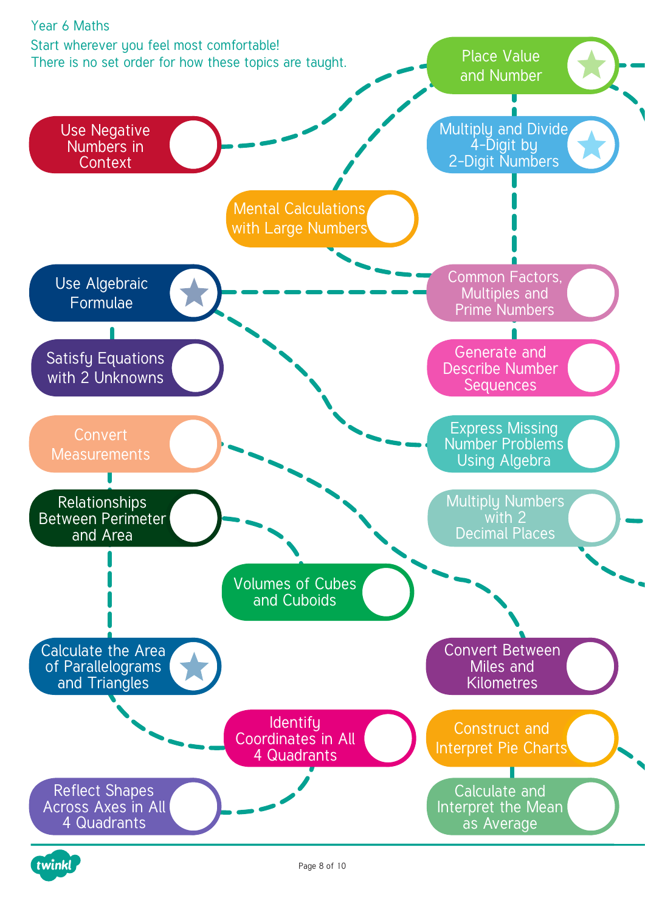Year 6 Maths

Start wherever you feel most comfortable!
There is no set order for how these topics are taught.

- Place Value and Number
- Use Negative Numbers in Context
- Multiply and Divide 4-Digit by 2-Digit Numbers
- Mental Calculations with Large Numbers
- Use Algebraic Formulae
- Common Factors, Multiples and Prime Numbers
- Satisfy Equations with 2 Unknowns
- Generate and Describe Number Sequences
- Convert Measurements
- Express Missing Number Problems Using Algebra
- Relationships Between Perimeter and Area
- Multiply Numbers with 2 Decimal Places
- Volumes of Cubes and Cuboids
- Calculate the Area of Parallelograms and Triangles
- Convert Between Miles and Kilometres
- Identify Coordinates in All 4 Quadrants
- Construct and Interpret Pie Charts
- Reflect Shapes Across Axes in All 4 Quadrants
- Calculate and Interpret the Mean as Average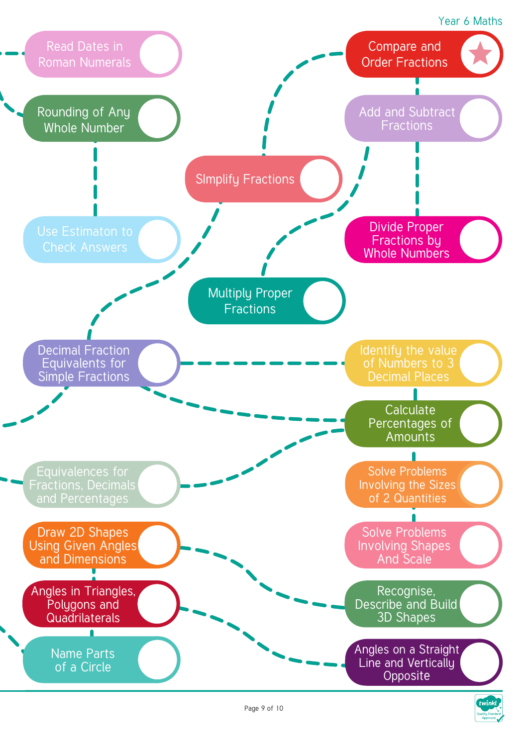Year 6 Maths

- Read Dates in Roman Numerals
- Rounding of Any Whole Number
- Use Estimaton to Check Answers
- SImplify Fractions
- Compare and Order Fractions
- Add and Subtract Fractions
- Divide Proper Fractions by Whole Numbers
- Multiply Proper Fractions
- Decimal Fraction Equivalents for Simple Fractions
- Identify the value of Numbers to 3 Decimal Places
- Calculate Percentages of Amounts
- Equivalences for Fractions, Decimals and Percentages
- Solve Problems Involving the Sizes of 2 Quantities
- Solve Problems Involving Shapes And Scale
- Draw 2D Shapes Using Given Angles and Dimensions
- Recognise, Describe and Build 3D Shapes
- Angles in Triangles, Polygons and Quadrilaterals
- Angles on a Straight Line and Vertically Opposite
- Name Parts of a Circle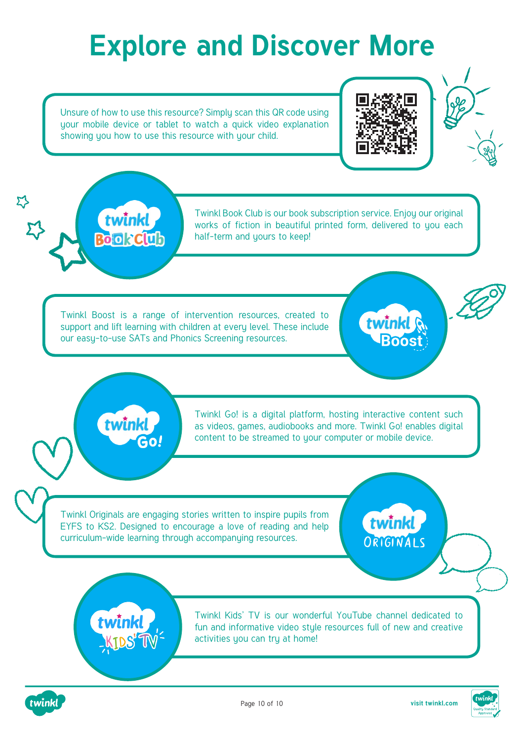# Explore and Discover More

Unsure of how to use this resource? Simply scan this QR code using your mobile device or tablet to watch a quick video explanation showing you how to use this resource with your child.

Twinkl Book Club is our book subscription service. Enjoy our original works of fiction in beautiful printed form, delivered to you each half-term and yours to keep!

Twinkl Boost is a range of intervention resources, created to support and lift learning with children at every level. These include our easy-to-use SATs and Phonics Screening resources.

Twinkl Go! is a digital platform, hosting interactive content such as videos, games, audiobooks and more. Twinkl Go! enables digital content to be streamed to your computer or mobile device.

Twinkl Originals are engaging stories written to inspire pupils from EYFS to KS2. Designed to encourage a love of reading and help curriculum-wide learning through accompanying resources.

Twinkl Kids' TV is our wonderful YouTube channel dedicated to fun and informative video style resources full of new and creative activities you can try at home!